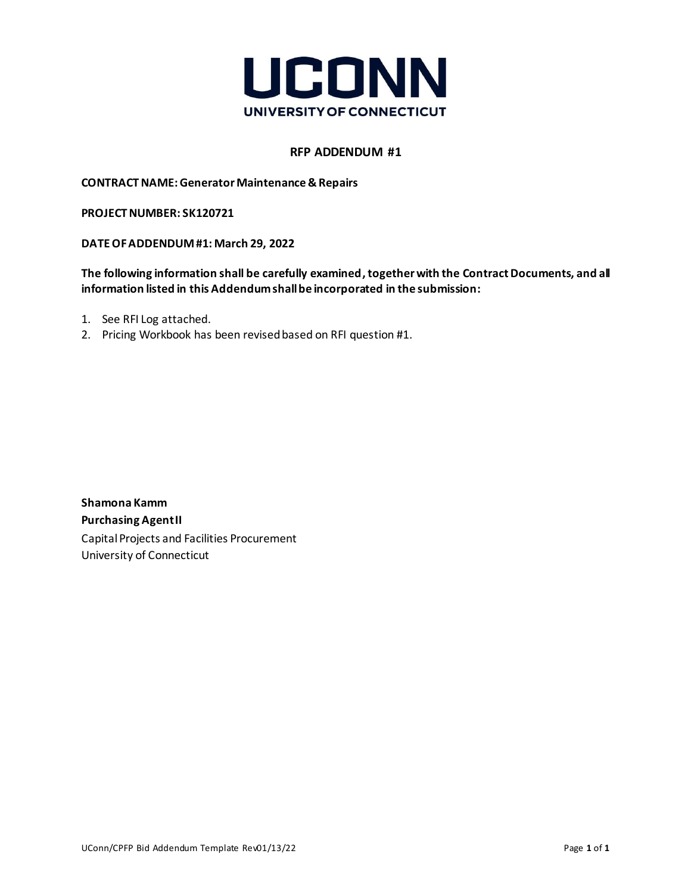# UCONN

UNIVERSITY OF CONNECTICUT

## RFP ADDENDUM #1

**CONTRACT NAME: Generator Maintenance & Repairs**

**PROJECT NUMBER: SK120721**

**DATE OF ADDENDUM #1: March 29, 2022**

**The following information shall be carefully examined, together with the Contract Documents, and all information listed in this Addendum shall be incorporated in the submission:**

1. See RFI Log attached.
2. Pricing Workbook has been revised based on RFI question #1.

**Shamona Kamm**
**Purchasing Agent II**
Capital Projects and Facilities Procurement
University of Connecticut

UConn/CPFP Bid Addendum Template Rev01/13/22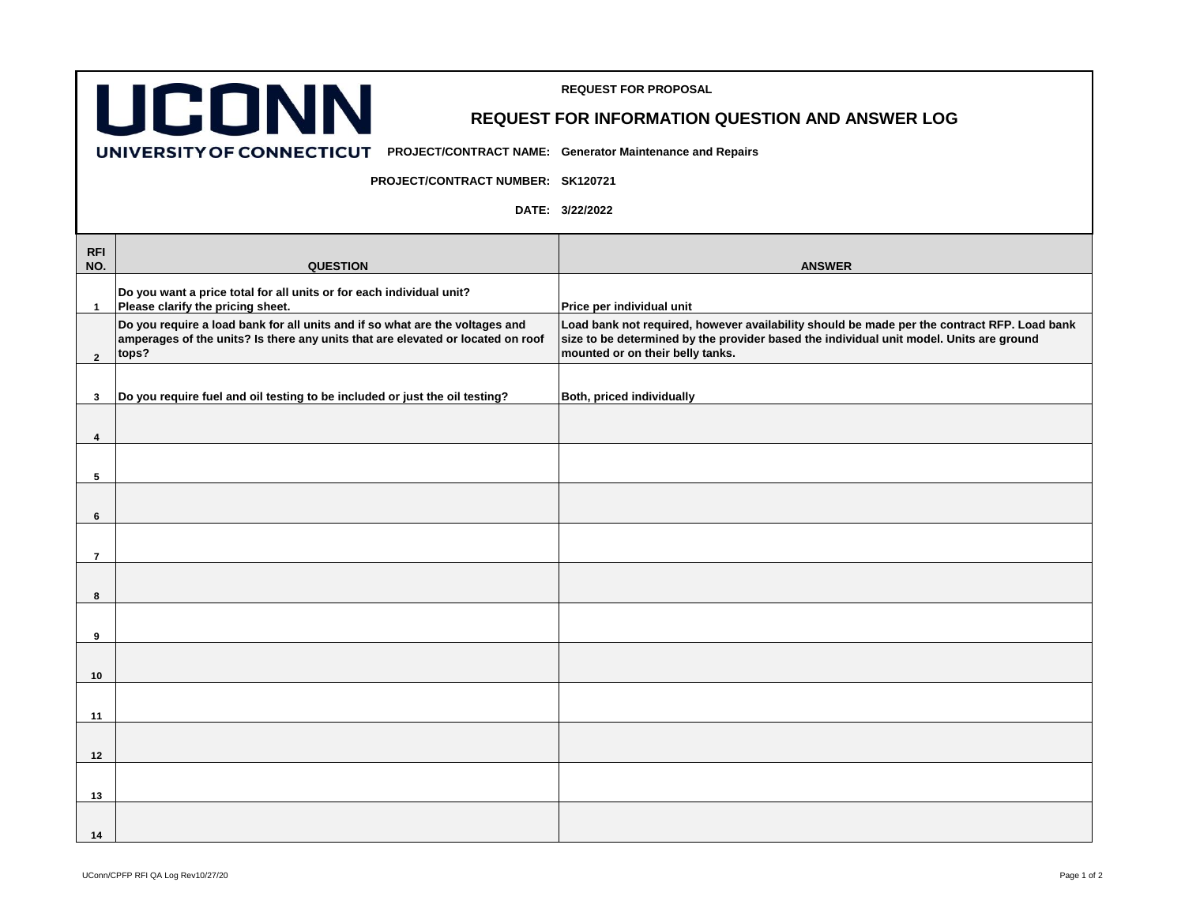UCONN

UNIVERSITY OF CONNECTICUT

**REQUEST FOR PROPOSAL**

## REQUEST FOR INFORMATION QUESTION AND ANSWER LOG

**PROJECT/CONTRACT NAME:** Generator Maintenance and Repairs

**PROJECT/CONTRACT NUMBER:** SK120721

**DATE:** 3/22/2022

| RFI NO. | QUESTION | ANSWER |
|---|---|---|
| 1 | Do you want a price total for all units or for each individual unit? Please clarify the pricing sheet. | Price per individual unit |
| 2 | Do you require a load bank for all units and if so what are the voltages and amperages of the units? Is there any units that are elevated or located on roof tops? | Load bank not required, however availability should be made per the contract RFP. Load bank size to be determined by the provider based the individual unit model. Units are ground mounted or on their belly tanks. |
| 3 | Do you require fuel and oil testing to be included or just the oil testing? | Both, priced individually |
| 4 | | |
| 5 | | |
| 6 | | |
| 7 | | |
| 8 | | |
| 9 | | |
| 10 | | |
| 11 | | |
| 12 | | |
| 13 | | |
| 14 | | |

UConn/CPFP RFI QA Log Rev10/27/20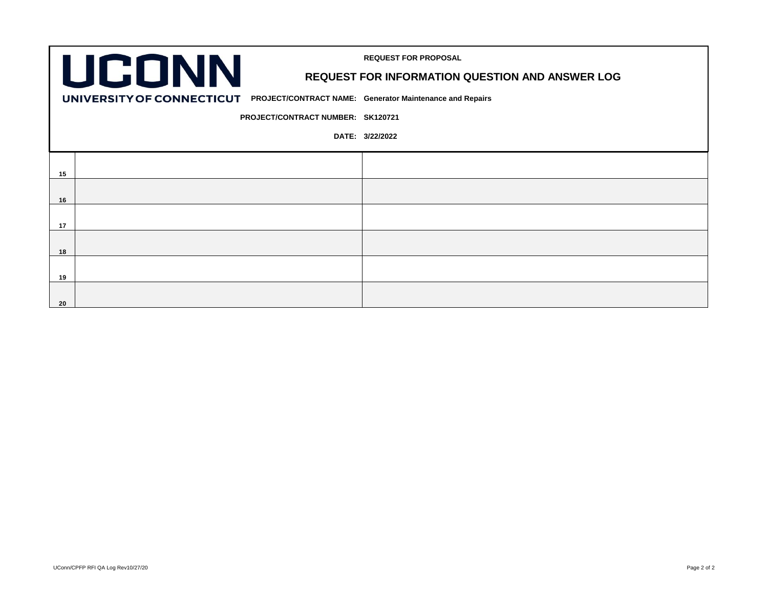UCONN

UNIVERSITY OF CONNECTICUT

**REQUEST FOR PROPOSAL**

## REQUEST FOR INFORMATION QUESTION AND ANSWER LOG

**PROJECT/CONTRACT NAME: Generator Maintenance and Repairs**

**PROJECT/CONTRACT NUMBER: SK120721**

**DATE: 3/22/2022**

| | | |
|---|---|---|
| **15** | | |
| **16** | | |
| **17** | | |
| **18** | | |
| **19** | | |
| **20** | | |

UConn/CPFP RFI QA Log Rev10/27/20